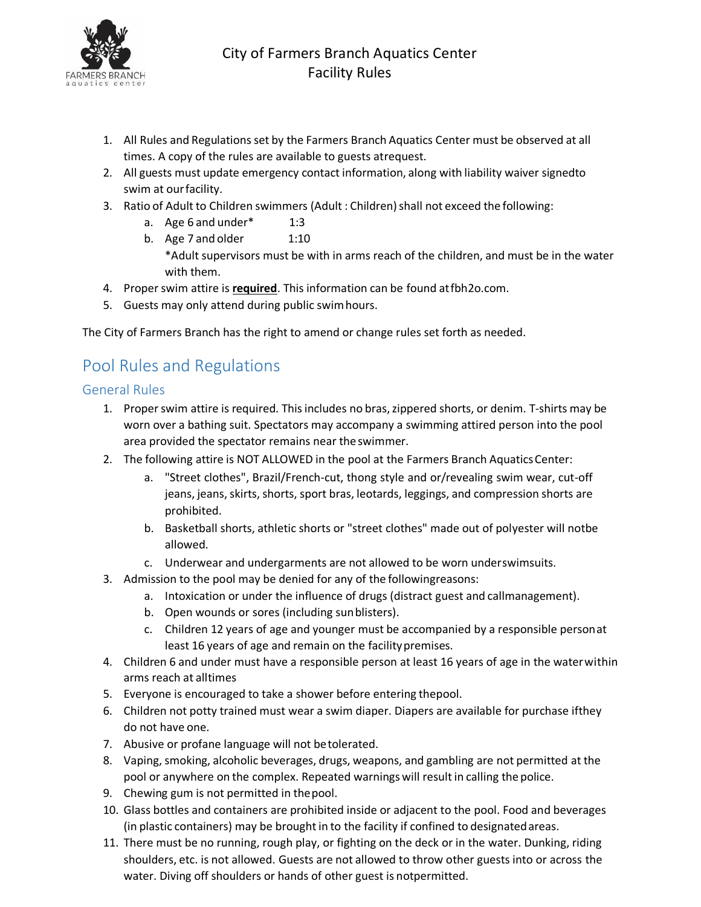# City of Farmers Branch Aquatics Center
## Facility Rules

1. All Rules and Regulations set by the Farmers Branch Aquatics Center must be observed at all times. A copy of the rules are available to guests atrequest.
2. All guests must update emergency contact information, along with liability waiver signedto swim at ourfacility.
3. Ratio of Adult to Children swimmers (Adult : Children) shall not exceed the following:
   a. Age 6 and under* 1:3
   b. Age 7 and older 1:10
   *Adult supervisors must be with in arms reach of the children, and must be in the water with them.
4. Proper swim attire is **required**. This information can be found atfbh2o.com.
5. Guests may only attend during public swimhours.

The City of Farmers Branch has the right to amend or change rules set forth as needed.

## Pool Rules and Regulations

### General Rules

1. Proper swim attire is required. This includes no bras, zippered shorts, or denim. T-shirts may be worn over a bathing suit. Spectators may accompany a swimming attired person into the pool area provided the spectator remains near theswimmer.
2. The following attire is NOT ALLOWED in the pool at the Farmers Branch AquaticsCenter:
   a. "Street clothes", Brazil/French-cut, thong style and or/revealing swim wear, cut-off jeans, jeans, skirts, shorts, sport bras, leotards, leggings, and compression shorts are prohibited.
   b. Basketball shorts, athletic shorts or "street clothes" made out of polyester will notbe allowed.
   c. Underwear and undergarments are not allowed to be worn underswimsuits.
3. Admission to the pool may be denied for any of the followingreasons:
   a. Intoxication or under the influence of drugs (distract guest and callmanagement).
   b. Open wounds or sores (including sunblisters).
   c. Children 12 years of age and younger must be accompanied by a responsible personat least 16 years of age and remain on the facilitypremises.
4. Children 6 and under must have a responsible person at least 16 years of age in the waterwithin arms reach at alltimes
5. Everyone is encouraged to take a shower before entering thepool.
6. Children not potty trained must wear a swim diaper. Diapers are available for purchase ifthey do not have one.
7. Abusive or profane language will not betolerated.
8. Vaping, smoking, alcoholic beverages, drugs, weapons, and gambling are not permitted at the pool or anywhere on the complex. Repeated warnings will result in calling the police.
9. Chewing gum is not permitted in thepool.
10. Glass bottles and containers are prohibited inside or adjacent to the pool. Food and beverages (in plastic containers) may be brought in to the facility if confined to designatedareas.
11. There must be no running, rough play, or fighting on the deck or in the water. Dunking, riding shoulders, etc. is not allowed. Guests are not allowed to throw other guests into or across the water. Diving off shoulders or hands of other guest is notpermitted.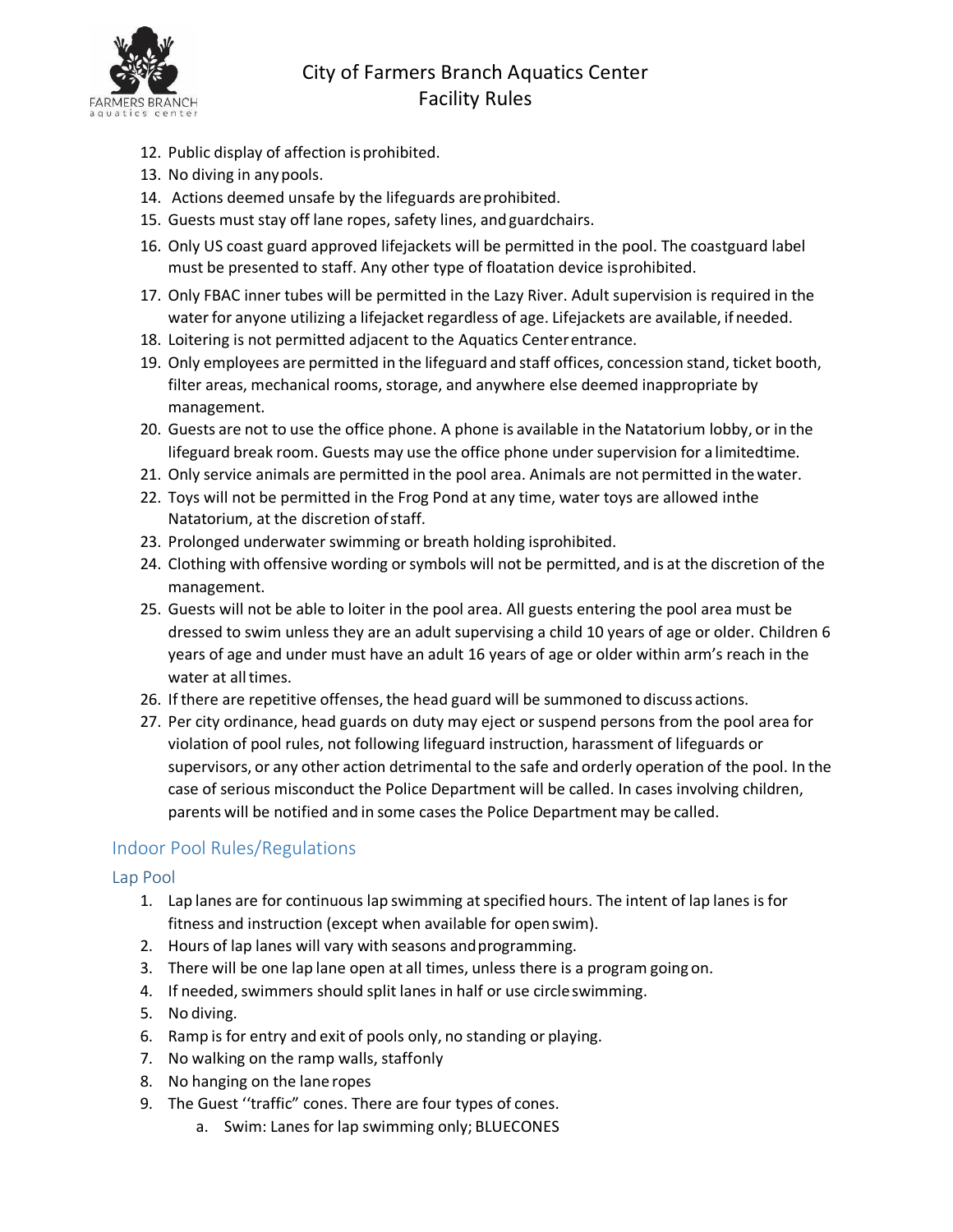12. Public display of affection is prohibited.
13. No diving in any pools.
14. Actions deemed unsafe by the lifeguards are prohibited.
15. Guests must stay off lane ropes, safety lines, and guardchairs.
16. Only US coast guard approved lifejackets will be permitted in the pool. The coastguard label must be presented to staff. Any other type of floatation device is prohibited.
17. Only FBAC inner tubes will be permitted in the Lazy River. Adult supervision is required in the water for anyone utilizing a lifejacket regardless of age. Lifejackets are available, if needed.
18. Loitering is not permitted adjacent to the Aquatics Center entrance.
19. Only employees are permitted in the lifeguard and staff offices, concession stand, ticket booth, filter areas, mechanical rooms, storage, and anywhere else deemed inappropriate by management.
20. Guests are not to use the office phone. A phone is available in the Natatorium lobby, or in the lifeguard break room. Guests may use the office phone under supervision for a limited time.
21. Only service animals are permitted in the pool area. Animals are not permitted in the water.
22. Toys will not be permitted in the Frog Pond at any time, water toys are allowed in the Natatorium, at the discretion of staff.
23. Prolonged underwater swimming or breath holding is prohibited.
24. Clothing with offensive wording or symbols will not be permitted, and is at the discretion of the management.
25. Guests will not be able to loiter in the pool area. All guests entering the pool area must be dressed to swim unless they are an adult supervising a child 10 years of age or older. Children 6 years of age and under must have an adult 16 years of age or older within arm's reach in the water at all times.
26. If there are repetitive offenses, the head guard will be summoned to discuss actions.
27. Per city ordinance, head guards on duty may eject or suspend persons from the pool area for violation of pool rules, not following lifeguard instruction, harassment of lifeguards or supervisors, or any other action detrimental to the safe and orderly operation of the pool. In the case of serious misconduct the Police Department will be called. In cases involving children, parents will be notified and in some cases the Police Department may be called.

## Indoor Pool Rules/Regulations

### Lap Pool

1. Lap lanes are for continuous lap swimming at specified hours. The intent of lap lanes is for fitness and instruction (except when available for open swim).
2. Hours of lap lanes will vary with seasons and programming.
3. There will be one lap lane open at all times, unless there is a program going on.
4. If needed, swimmers should split lanes in half or use circle swimming.
5. No diving.
6. Ramp is for entry and exit of pools only, no standing or playing.
7. No walking on the ramp walls, staff only
8. No hanging on the lane ropes
9. The Guest ''traffic" cones. There are four types of cones.
   a. Swim: Lanes for lap swimming only; BLUE CONES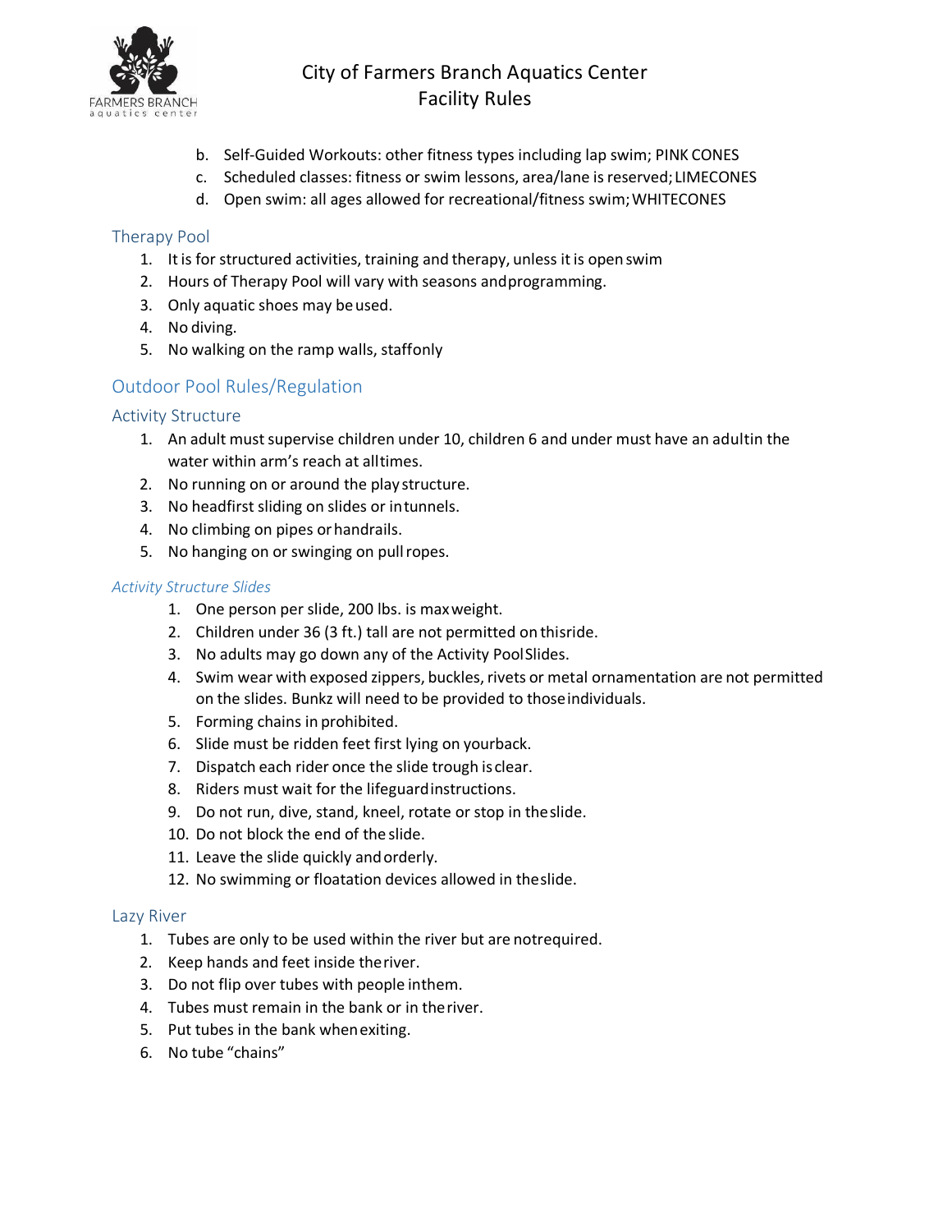b. Self-Guided Workouts: other fitness types including lap swim; PINK CONES
c. Scheduled classes: fitness or swim lessons, area/lane is reserved; LIMECONES
d. Open swim: all ages allowed for recreational/fitness swim; WHITECONES

## Therapy Pool

1. It is for structured activities, training and therapy, unless it is open swim
2. Hours of Therapy Pool will vary with seasons andprogramming.
3. Only aquatic shoes may be used.
4. No diving.
5. No walking on the ramp walls, staffonly

# Outdoor Pool Rules/Regulation

## Activity Structure

1. An adult must supervise children under 10, children 6 and under must have an adultin the water within arm's reach at alltimes.
2. No running on or around the play structure.
3. No headfirst sliding on slides or intunnels.
4. No climbing on pipes or handrails.
5. No hanging on or swinging on pull ropes.

### *Activity Structure Slides*

1. One person per slide, 200 lbs. is maxweight.
2. Children under 36 (3 ft.) tall are not permitted on thisride.
3. No adults may go down any of the Activity PoolSlides.
4. Swim wear with exposed zippers, buckles, rivets or metal ornamentation are not permitted on the slides. Bunkz will need to be provided to those individuals.
5. Forming chains in prohibited.
6. Slide must be ridden feet first lying on yourback.
7. Dispatch each rider once the slide trough is clear.
8. Riders must wait for the lifeguard instructions.
9. Do not run, dive, stand, kneel, rotate or stop in theslide.
10. Do not block the end of the slide.
11. Leave the slide quickly and orderly.
12. No swimming or floatation devices allowed in theslide.

## Lazy River

1. Tubes are only to be used within the river but are notrequired.
2. Keep hands and feet inside theriver.
3. Do not flip over tubes with people inthem.
4. Tubes must remain in the bank or in theriver.
5. Put tubes in the bank whenexiting.
6. No tube "chains"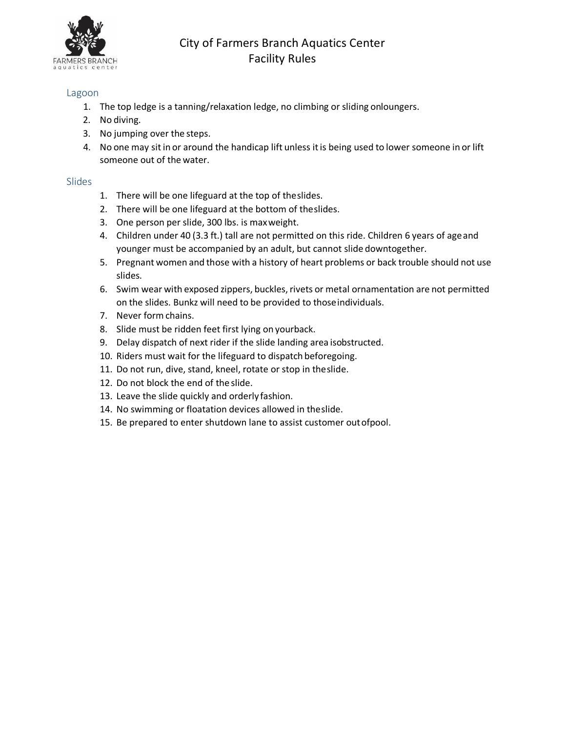# City of Farmers Branch Aquatics Center
# Facility Rules

## Lagoon

1. The top ledge is a tanning/relaxation ledge, no climbing or sliding onloungers.
2. No diving.
3. No jumping over the steps.
4. No one may sit in or around the handicap lift unless it is being used to lower someone in or lift someone out of the water.

## Slides

1. There will be one lifeguard at the top of theslides.
2. There will be one lifeguard at the bottom of theslides.
3. One person per slide, 300 lbs. is maxweight.
4. Children under 40 (3.3 ft.) tall are not permitted on this ride. Children 6 years of ageand younger must be accompanied by an adult, but cannot slide downtogether.
5. Pregnant women and those with a history of heart problems or back trouble should not use slides.
6. Swim wear with exposed zippers, buckles, rivets or metal ornamentation are not permitted on the slides. Bunkz will need to be provided to thoseindividuals.
7. Never form chains.
8. Slide must be ridden feet first lying on yourback.
9. Delay dispatch of next rider if the slide landing area isobstructed.
10. Riders must wait for the lifeguard to dispatch beforegoing.
11. Do not run, dive, stand, kneel, rotate or stop in theslide.
12. Do not block the end of the slide.
13. Leave the slide quickly and orderlyfashion.
14. No swimming or floatation devices allowed in theslide.
15. Be prepared to enter shutdown lane to assist customer outofpool.